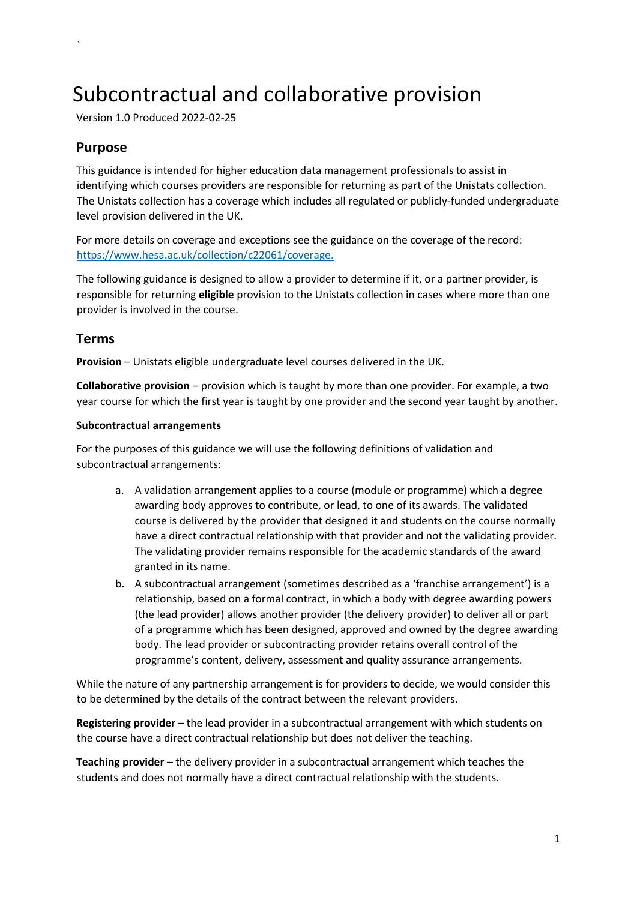# Subcontractual and collaborative provision

Version 1.0 Produced 2022-02-25

## Purpose

This guidance is intended for higher education data management professionals to assist in identifying which courses providers are responsible for returning as part of the Unistats collection. The Unistats collection has a coverage which includes all regulated or publicly-funded undergraduate level provision delivered in the UK.

For more details on coverage and exceptions see the guidance on the coverage of the record: https://www.hesa.ac.uk/collection/c22061/coverage.

The following guidance is designed to allow a provider to determine if it, or a partner provider, is responsible for returning **eligible** provision to the Unistats collection in cases where more than one provider is involved in the course.

## Terms

**Provision** – Unistats eligible undergraduate level courses delivered in the UK.

**Collaborative provision** – provision which is taught by more than one provider. For example, a two year course for which the first year is taught by one provider and the second year taught by another.

#### Subcontractual arrangements

For the purposes of this guidance we will use the following definitions of validation and subcontractual arrangements:

a. A validation arrangement applies to a course (module or programme) which a degree awarding body approves to contribute, or lead, to one of its awards. The validated course is delivered by the provider that designed it and students on the course normally have a direct contractual relationship with that provider and not the validating provider. The validating provider remains responsible for the academic standards of the award granted in its name.
b. A subcontractual arrangement (sometimes described as a 'franchise arrangement') is a relationship, based on a formal contract, in which a body with degree awarding powers (the lead provider) allows another provider (the delivery provider) to deliver all or part of a programme which has been designed, approved and owned by the degree awarding body. The lead provider or subcontracting provider retains overall control of the programme's content, delivery, assessment and quality assurance arrangements.

While the nature of any partnership arrangement is for providers to decide, we would consider this to be determined by the details of the contract between the relevant providers.

**Registering provider** – the lead provider in a subcontractual arrangement with which students on the course have a direct contractual relationship but does not deliver the teaching.

**Teaching provider** – the delivery provider in a subcontractual arrangement which teaches the students and does not normally have a direct contractual relationship with the students.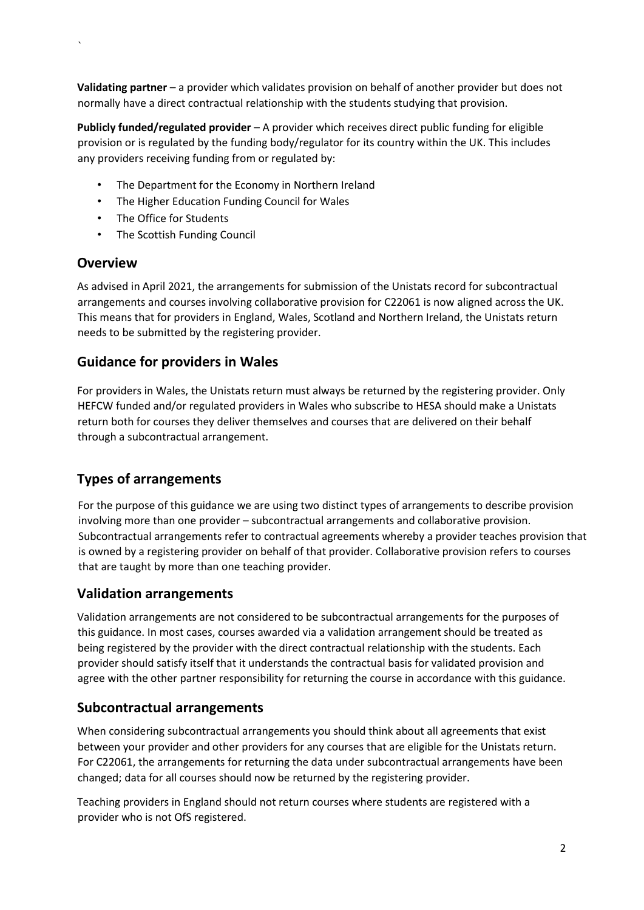**Validating partner** – a provider which validates provision on behalf of another provider but does not normally have a direct contractual relationship with the students studying that provision.

**Publicly funded/regulated provider** – A provider which receives direct public funding for eligible provision or is regulated by the funding body/regulator for its country within the UK. This includes any providers receiving funding from or regulated by:

- The Department for the Economy in Northern Ireland
- The Higher Education Funding Council for Wales
- The Office for Students
- The Scottish Funding Council

## Overview

As advised in April 2021, the arrangements for submission of the Unistats record for subcontractual arrangements and courses involving collaborative provision for C22061 is now aligned across the UK. This means that for providers in England, Wales, Scotland and Northern Ireland, the Unistats return needs to be submitted by the registering provider.

## Guidance for providers in Wales

For providers in Wales, the Unistats return must always be returned by the registering provider. Only HEFCW funded and/or regulated providers in Wales who subscribe to HESA should make a Unistats return both for courses they deliver themselves and courses that are delivered on their behalf through a subcontractual arrangement.

## Types of arrangements

For the purpose of this guidance we are using two distinct types of arrangements to describe provision involving more than one provider – subcontractual arrangements and collaborative provision. Subcontractual arrangements refer to contractual agreements whereby a provider teaches provision that is owned by a registering provider on behalf of that provider. Collaborative provision refers to courses that are taught by more than one teaching provider.

## Validation arrangements

Validation arrangements are not considered to be subcontractual arrangements for the purposes of this guidance. In most cases, courses awarded via a validation arrangement should be treated as being registered by the provider with the direct contractual relationship with the students. Each provider should satisfy itself that it understands the contractual basis for validated provision and agree with the other partner responsibility for returning the course in accordance with this guidance.

## Subcontractual arrangements

When considering subcontractual arrangements you should think about all agreements that exist between your provider and other providers for any courses that are eligible for the Unistats return. For C22061, the arrangements for returning the data under subcontractual arrangements have been changed; data for all courses should now be returned by the registering provider.

Teaching providers in England should not return courses where students are registered with a provider who is not OfS registered.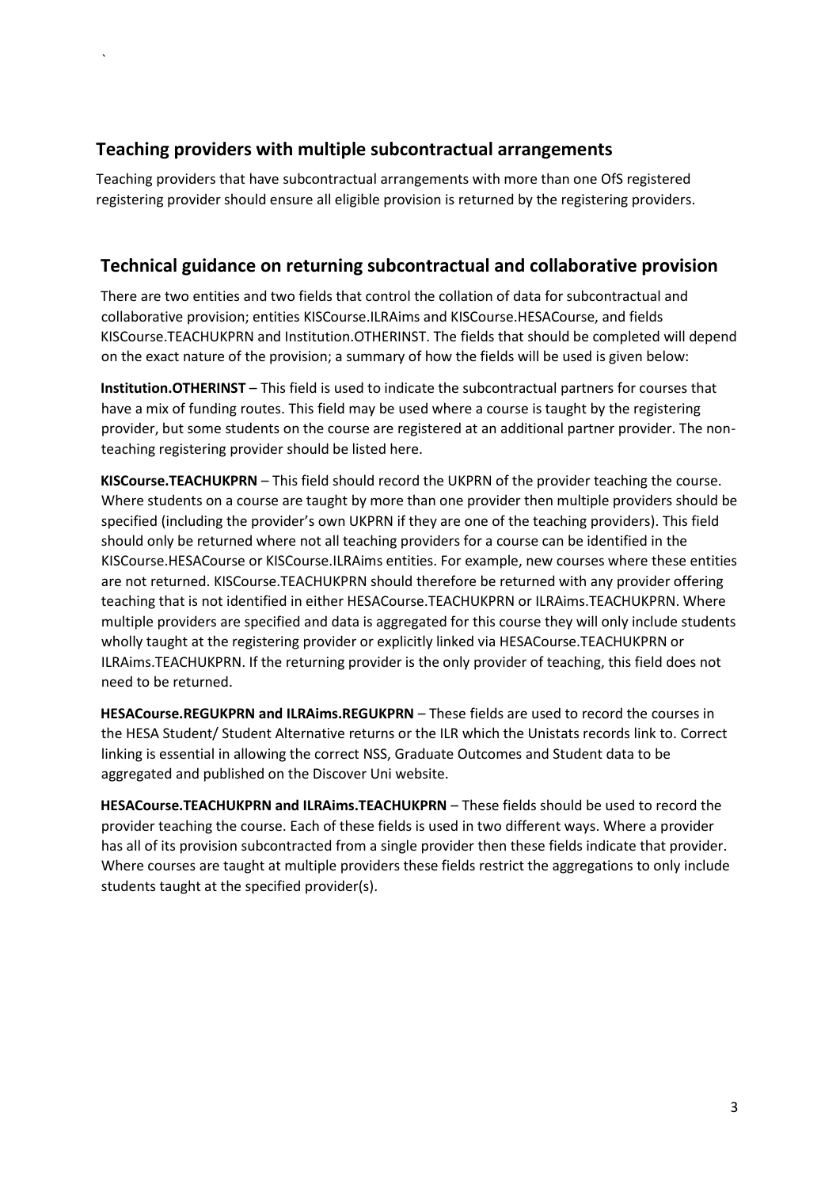## Teaching providers with multiple subcontractual arrangements

Teaching providers that have subcontractual arrangements with more than one OfS registered registering provider should ensure all eligible provision is returned by the registering providers.

## Technical guidance on returning subcontractual and collaborative provision

There are two entities and two fields that control the collation of data for subcontractual and collaborative provision; entities KISCourse.ILRAims and KISCourse.HESACourse, and fields KISCourse.TEACHUKPRN and Institution.OTHERINST. The fields that should be completed will depend on the exact nature of the provision; a summary of how the fields will be used is given below:

**Institution.OTHERINST** – This field is used to indicate the subcontractual partners for courses that have a mix of funding routes. This field may be used where a course is taught by the registering provider, but some students on the course are registered at an additional partner provider. The non-teaching registering provider should be listed here.

**KISCourse.TEACHUKPRN** – This field should record the UKPRN of the provider teaching the course. Where students on a course are taught by more than one provider then multiple providers should be specified (including the provider's own UKPRN if they are one of the teaching providers). This field should only be returned where not all teaching providers for a course can be identified in the KISCourse.HESACourse or KISCourse.ILRAims entities. For example, new courses where these entities are not returned. KISCourse.TEACHUKPRN should therefore be returned with any provider offering teaching that is not identified in either HESACourse.TEACHUKPRN or ILRAims.TEACHUKPRN. Where multiple providers are specified and data is aggregated for this course they will only include students wholly taught at the registering provider or explicitly linked via HESACourse.TEACHUKPRN or ILRAims.TEACHUKPRN. If the returning provider is the only provider of teaching, this field does not need to be returned.

**HESACourse.REGUKPRN and ILRAims.REGUKPRN** – These fields are used to record the courses in the HESA Student/ Student Alternative returns or the ILR which the Unistats records link to. Correct linking is essential in allowing the correct NSS, Graduate Outcomes and Student data to be aggregated and published on the Discover Uni website.

**HESACourse.TEACHUKPRN and ILRAims.TEACHUKPRN** – These fields should be used to record the provider teaching the course. Each of these fields is used in two different ways. Where a provider has all of its provision subcontracted from a single provider then these fields indicate that provider. Where courses are taught at multiple providers these fields restrict the aggregations to only include students taught at the specified provider(s).